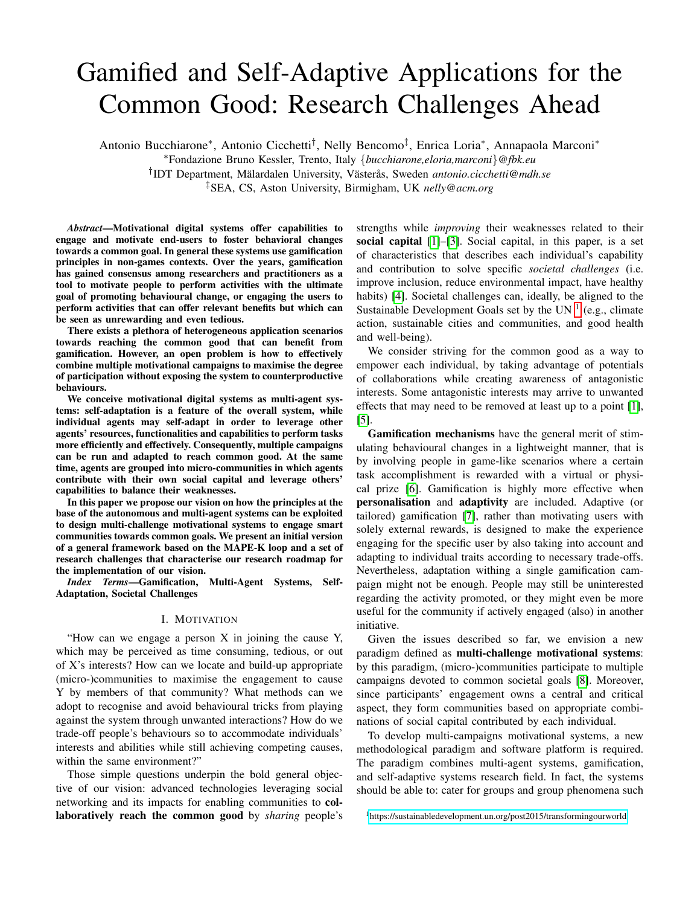# Gamified and Self-Adaptive Applications for the Common Good: Research Challenges Ahead

Antonio Bucchiarone[*], Antonio Cicchetti[†], Nelly Bencomo[‡], Enrica Loria[*], Annapaola Marconi[*]

[*]Fondazione Bruno Kessler, Trento, Italy {*bucchiarone,eloria,marconi*}*@fbk.eu*

[†]IDT Department, Mälardalen University, Västerås, Sweden *antonio.cicchetti@mdh.se*

[‡]SEA, CS, Aston University, Birmigham, UK *nelly@acm.org*

***Abstract*—Motivational digital systems offer capabilities to engage and motivate end-users to foster behavioral changes towards a common goal. In general these systems use gamification principles in non-games contexts. Over the years, gamification has gained consensus among researchers and practitioners as a tool to motivate people to perform activities with the ultimate goal of promoting behavioural change, or engaging the users to perform activities that can offer relevant benefits but which can be seen as unrewarding and even tedious.**

**There exists a plethora of heterogeneous application scenarios towards reaching the common good that can benefit from gamification. However, an open problem is how to effectively combine multiple motivational campaigns to maximise the degree of participation without exposing the system to counterproductive behaviours.**

**We conceive motivational digital systems as multi-agent systems: self-adaptation is a feature of the overall system, while individual agents may self-adapt in order to leverage other agents' resources, functionalities and capabilities to perform tasks more efficiently and effectively. Consequently, multiple campaigns can be run and adapted to reach common good. At the same time, agents are grouped into micro-communities in which agents contribute with their own social capital and leverage others' capabilities to balance their weaknesses.**

**In this paper we propose our vision on how the principles at the base of the autonomous and multi-agent systems can be exploited to design multi-challenge motivational systems to engage smart communities towards common goals. We present an initial version of a general framework based on the MAPE-K loop and a set of research challenges that characterise our research roadmap for the implementation of our vision.**

***Index Terms*—Gamification, Multi-Agent Systems, Self-Adaptation, Societal Challenges**

## I. Motivation

"How can we engage a person X in joining the cause Y, which may be perceived as time consuming, tedious, or out of X's interests? How can we locate and build-up appropriate (micro-)communities to maximise the engagement to cause Y by members of that community? What methods can we adopt to recognise and avoid behavioural tricks from playing against the system through unwanted interactions? How do we trade-off people's behaviours so to accommodate individuals' interests and abilities while still achieving competing causes, within the same environment?"

Those simple questions underpin the bold general objective of our vision: advanced technologies leveraging social networking and its impacts for enabling communities to **collaboratively reach the common good** by *sharing* people's strengths while *improving* their weaknesses related to their **social capital** [1]–[3]. Social capital, in this paper, is a set of characteristics that describes each individual's capability and contribution to solve specific *societal challenges* (i.e. improve inclusion, reduce environmental impact, have healthy habits) [4]. Societal challenges can, ideally, be aligned to the Sustainable Development Goals set by the UN [1] (e.g., climate action, sustainable cities and communities, and good health and well-being).

We consider striving for the common good as a way to empower each individual, by taking advantage of potentials of collaborations while creating awareness of antagonistic interests. Some antagonistic interests may arrive to unwanted effects that may need to be removed at least up to a point [1], [5].

**Gamification mechanisms** have the general merit of stimulating behavioural changes in a lightweight manner, that is by involving people in game-like scenarios where a certain task accomplishment is rewarded with a virtual or physical prize [6]. Gamification is highly more effective when **personalisation** and **adaptivity** are included. Adaptive (or tailored) gamification [7], rather than motivating users with solely external rewards, is designed to make the experience engaging for the specific user by also taking into account and adapting to individual traits according to necessary trade-offs. Nevertheless, adaptation withing a single gamification campaign might not be enough. People may still be uninterested regarding the activity promoted, or they might even be more useful for the community if actively engaged (also) in another initiative.

Given the issues described so far, we envision a new paradigm defined as **multi-challenge motivational systems**: by this paradigm, (micro-)communities participate to multiple campaigns devoted to common societal goals [8]. Moreover, since participants' engagement owns a central and critical aspect, they form communities based on appropriate combinations of social capital contributed by each individual.

To develop multi-campaigns motivational systems, a new methodological paradigm and software platform is required. The paradigm combines multi-agent systems, gamification, and self-adaptive systems research field. In fact, the systems should be able to: cater for groups and group phenomena such

[1]https://sustainabledevelopment.un.org/post2015/transformingourworld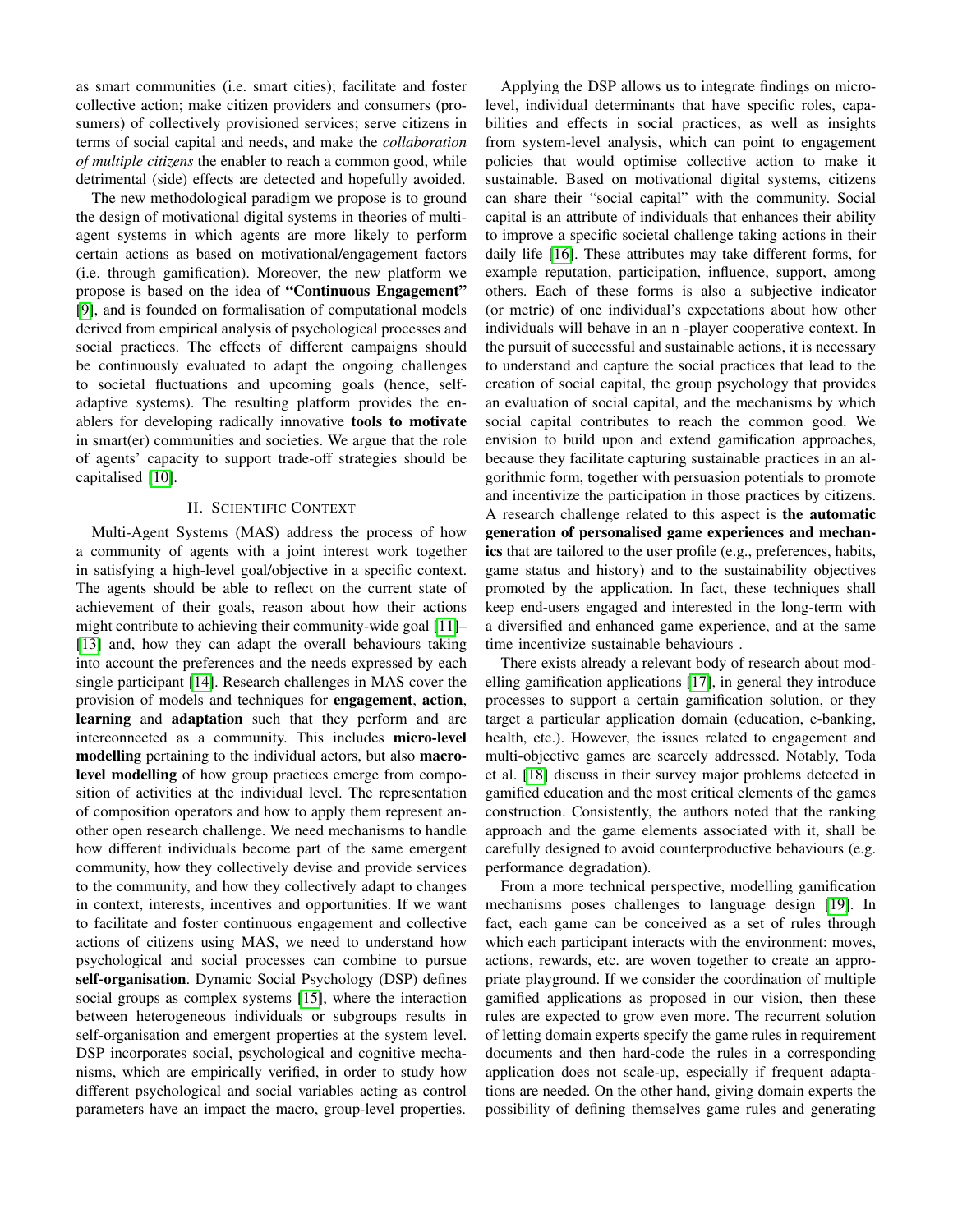as smart communities (i.e. smart cities); facilitate and foster collective action; make citizen providers and consumers (prosumers) of collectively provisioned services; serve citizens in terms of social capital and needs, and make the *collaboration of multiple citizens* the enabler to reach a common good, while detrimental (side) effects are detected and hopefully avoided.

The new methodological paradigm we propose is to ground the design of motivational digital systems in theories of multi-agent systems in which agents are more likely to perform certain actions as based on motivational/engagement factors (i.e. through gamification). Moreover, the new platform we propose is based on the idea of **"Continuous Engagement"** [9], and is founded on formalisation of computational models derived from empirical analysis of psychological processes and social practices. The effects of different campaigns should be continuously evaluated to adapt the ongoing challenges to societal fluctuations and upcoming goals (hence, self-adaptive systems). The resulting platform provides the enablers for developing radically innovative **tools to motivate** in smart(er) communities and societies. We argue that the role of agents' capacity to support trade-off strategies should be capitalised [10].

## II. Scientific Context

Multi-Agent Systems (MAS) address the process of how a community of agents with a joint interest work together in satisfying a high-level goal/objective in a specific context. The agents should be able to reflect on the current state of achievement of their goals, reason about how their actions might contribute to achieving their community-wide goal [11]–[13] and, how they can adapt the overall behaviours taking into account the preferences and the needs expressed by each single participant [14]. Research challenges in MAS cover the provision of models and techniques for **engagement**, **action**, **learning** and **adaptation** such that they perform and are interconnected as a community. This includes **micro-level modelling** pertaining to the individual actors, but also **macro-level modelling** of how group practices emerge from composition of activities at the individual level. The representation of composition operators and how to apply them represent another open research challenge. We need mechanisms to handle how different individuals become part of the same emergent community, how they collectively devise and provide services to the community, and how they collectively adapt to changes in context, interests, incentives and opportunities. If we want to facilitate and foster continuous engagement and collective actions of citizens using MAS, we need to understand how psychological and social processes can combine to pursue **self-organisation**. Dynamic Social Psychology (DSP) defines social groups as complex systems [15], where the interaction between heterogeneous individuals or subgroups results in self-organisation and emergent properties at the system level. DSP incorporates social, psychological and cognitive mechanisms, which are empirically verified, in order to study how different psychological and social variables acting as control parameters have an impact the macro, group-level properties.

Applying the DSP allows us to integrate findings on micro-level, individual determinants that have specific roles, capabilities and effects in social practices, as well as insights from system-level analysis, which can point to engagement policies that would optimise collective action to make it sustainable. Based on motivational digital systems, citizens can share their "social capital" with the community. Social capital is an attribute of individuals that enhances their ability to improve a specific societal challenge taking actions in their daily life [16]. These attributes may take different forms, for example reputation, participation, influence, support, among others. Each of these forms is also a subjective indicator (or metric) of one individual's expectations about how other individuals will behave in an n -player cooperative context. In the pursuit of successful and sustainable actions, it is necessary to understand and capture the social practices that lead to the creation of social capital, the group psychology that provides an evaluation of social capital, and the mechanisms by which social capital contributes to reach the common good. We envision to build upon and extend gamification approaches, because they facilitate capturing sustainable practices in an algorithmic form, together with persuasion potentials to promote and incentivize the participation in those practices by citizens. A research challenge related to this aspect is **the automatic generation of personalised game experiences and mechanics** that are tailored to the user profile (e.g., preferences, habits, game status and history) and to the sustainability objectives promoted by the application. In fact, these techniques shall keep end-users engaged and interested in the long-term with a diversified and enhanced game experience, and at the same time incentivize sustainable behaviours .

There exists already a relevant body of research about modelling gamification applications [17], in general they introduce processes to support a certain gamification solution, or they target a particular application domain (education, e-banking, health, etc.). However, the issues related to engagement and multi-objective games are scarcely addressed. Notably, Toda et al. [18] discuss in their survey major problems detected in gamified education and the most critical elements of the games construction. Consistently, the authors noted that the ranking approach and the game elements associated with it, shall be carefully designed to avoid counterproductive behaviours (e.g. performance degradation).

From a more technical perspective, modelling gamification mechanisms poses challenges to language design [19]. In fact, each game can be conceived as a set of rules through which each participant interacts with the environment: moves, actions, rewards, etc. are woven together to create an appropriate playground. If we consider the coordination of multiple gamified applications as proposed in our vision, then these rules are expected to grow even more. The recurrent solution of letting domain experts specify the game rules in requirement documents and then hard-code the rules in a corresponding application does not scale-up, especially if frequent adaptations are needed. On the other hand, giving domain experts the possibility of defining themselves game rules and generating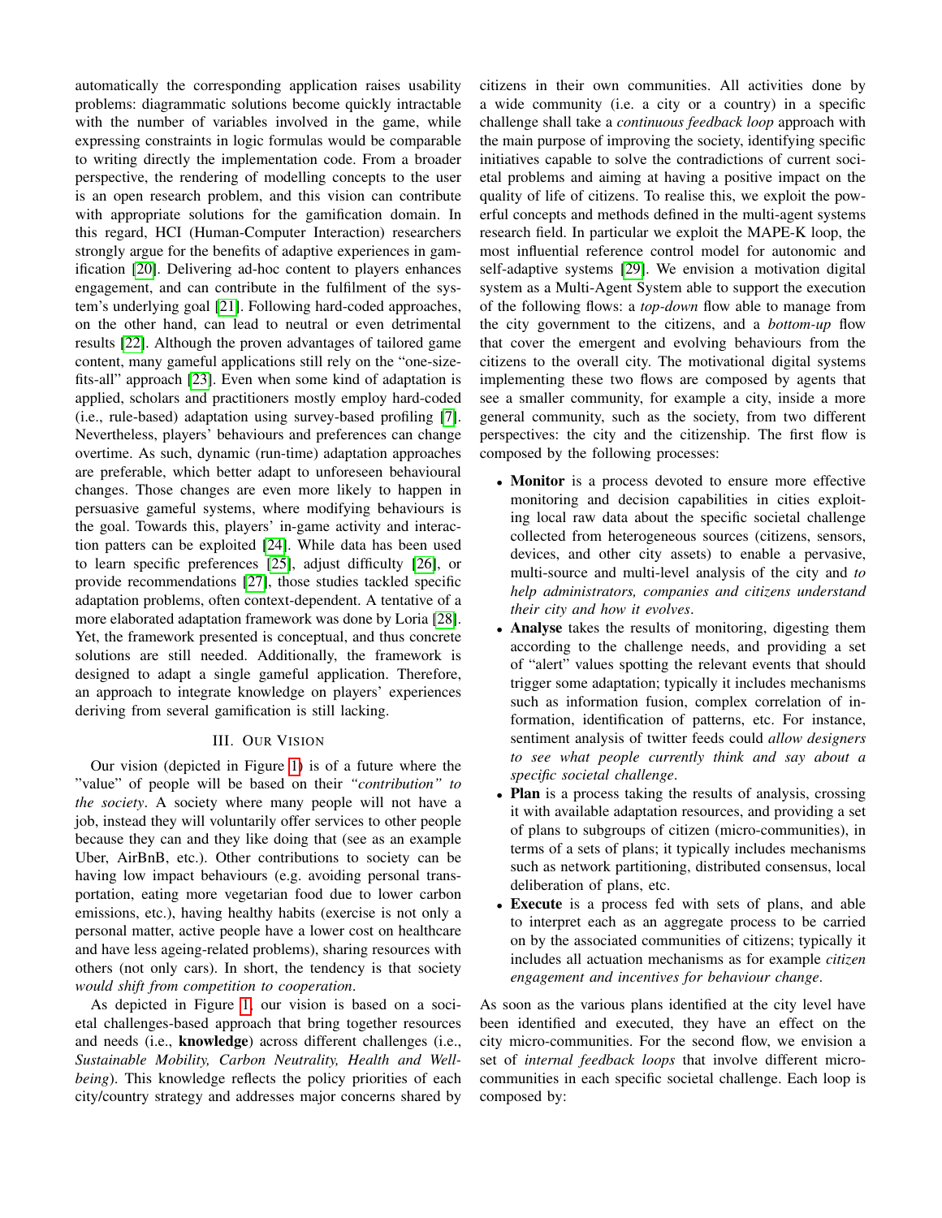automatically the corresponding application raises usability problems: diagrammatic solutions become quickly intractable with the number of variables involved in the game, while expressing constraints in logic formulas would be comparable to writing directly the implementation code. From a broader perspective, the rendering of modelling concepts to the user is an open research problem, and this vision can contribute with appropriate solutions for the gamification domain. In this regard, HCI (Human-Computer Interaction) researchers strongly argue for the benefits of adaptive experiences in gamification [20]. Delivering ad-hoc content to players enhances engagement, and can contribute in the fulfilment of the system's underlying goal [21]. Following hard-coded approaches, on the other hand, can lead to neutral or even detrimental results [22]. Although the proven advantages of tailored game content, many gameful applications still rely on the "one-size-fits-all" approach [23]. Even when some kind of adaptation is applied, scholars and practitioners mostly employ hard-coded (i.e., rule-based) adaptation using survey-based profiling [7]. Nevertheless, players' behaviours and preferences can change overtime. As such, dynamic (run-time) adaptation approaches are preferable, which better adapt to unforeseen behavioural changes. Those changes are even more likely to happen in persuasive gameful systems, where modifying behaviours is the goal. Towards this, players' in-game activity and interaction patters can be exploited [24]. While data has been used to learn specific preferences [25], adjust difficulty [26], or provide recommendations [27], those studies tackled specific adaptation problems, often context-dependent. A tentative of a more elaborated adaptation framework was done by Loria [28]. Yet, the framework presented is conceptual, and thus concrete solutions are still needed. Additionally, the framework is designed to adapt a single gameful application. Therefore, an approach to integrate knowledge on players' experiences deriving from several gamification is still lacking.

## III. Our Vision

Our vision (depicted in Figure 1) is of a future where the "value" of people will be based on their *"contribution" to the society*. A society where many people will not have a job, instead they will voluntarily offer services to other people because they can and they like doing that (see as an example Uber, AirBnB, etc.). Other contributions to society can be having low impact behaviours (e.g. avoiding personal transportation, eating more vegetarian food due to lower carbon emissions, etc.), having healthy habits (exercise is not only a personal matter, active people have a lower cost on healthcare and have less ageing-related problems), sharing resources with others (not only cars). In short, the tendency is that society *would shift from competition to cooperation*.

As depicted in Figure 1, our vision is based on a societal challenges-based approach that bring together resources and needs (i.e., **knowledge**) across different challenges (i.e., *Sustainable Mobility, Carbon Neutrality, Health and Well-being*). This knowledge reflects the policy priorities of each city/country strategy and addresses major concerns shared by citizens in their own communities. All activities done by a wide community (i.e. a city or a country) in a specific challenge shall take a *continuous feedback loop* approach with the main purpose of improving the society, identifying specific initiatives capable to solve the contradictions of current societal problems and aiming at having a positive impact on the quality of life of citizens. To realise this, we exploit the powerful concepts and methods defined in the multi-agent systems research field. In particular we exploit the MAPE-K loop, the most influential reference control model for autonomic and self-adaptive systems [29]. We envision a motivation digital system as a Multi-Agent System able to support the execution of the following flows: a *top-down* flow able to manage from the city government to the citizens, and a *bottom-up* flow that cover the emergent and evolving behaviours from the citizens to the overall city. The motivational digital systems implementing these two flows are composed by agents that see a smaller community, for example a city, inside a more general community, such as the society, from two different perspectives: the city and the citizenship. The first flow is composed by the following processes:

- **Monitor** is a process devoted to ensure more effective monitoring and decision capabilities in cities exploiting local raw data about the specific societal challenge collected from heterogeneous sources (citizens, sensors, devices, and other city assets) to enable a pervasive, multi-source and multi-level analysis of the city and *to help administrators, companies and citizens understand their city and how it evolves*.
- **Analyse** takes the results of monitoring, digesting them according to the challenge needs, and providing a set of "alert" values spotting the relevant events that should trigger some adaptation; typically it includes mechanisms such as information fusion, complex correlation of information, identification of patterns, etc. For instance, sentiment analysis of twitter feeds could *allow designers to see what people currently think and say about a specific societal challenge*.
- **Plan** is a process taking the results of analysis, crossing it with available adaptation resources, and providing a set of plans to subgroups of citizen (micro-communities), in terms of a sets of plans; it typically includes mechanisms such as network partitioning, distributed consensus, local deliberation of plans, etc.
- **Execute** is a process fed with sets of plans, and able to interpret each as an aggregate process to be carried on by the associated communities of citizens; typically it includes all actuation mechanisms as for example *citizen engagement and incentives for behaviour change*.

As soon as the various plans identified at the city level have been identified and executed, they have an effect on the city micro-communities. For the second flow, we envision a set of *internal feedback loops* that involve different micro-communities in each specific societal challenge. Each loop is composed by: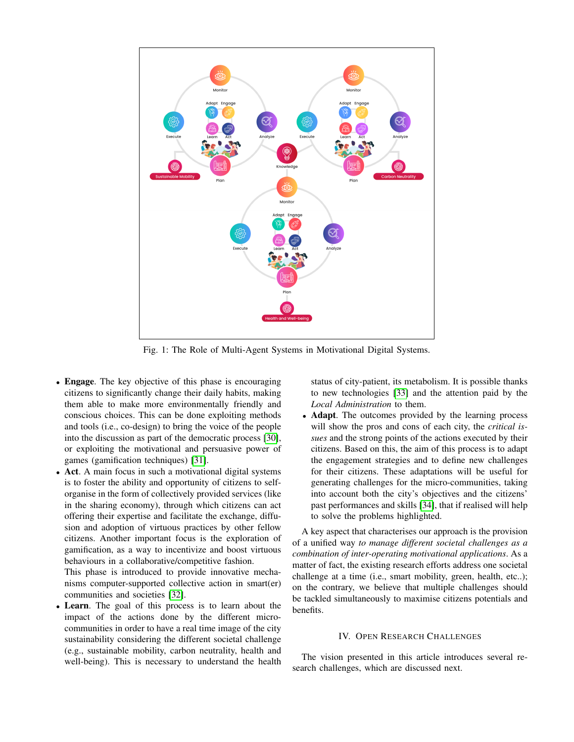Fig. 1: The Role of Multi-Agent Systems in Motivational Digital Systems.

- **Engage**. The key objective of this phase is encouraging citizens to significantly change their daily habits, making them able to make more environmentally friendly and conscious choices. This can be done exploiting methods and tools (i.e., co-design) to bring the voice of the people into the discussion as part of the democratic process [30], or exploiting the motivational and persuasive power of games (gamification techniques) [31].
- **Act**. A main focus in such a motivational digital systems is to foster the ability and opportunity of citizens to self-organise in the form of collectively provided services (like in the sharing economy), through which citizens can act offering their expertise and facilitate the exchange, diffusion and adoption of virtuous practices by other fellow citizens. Another important focus is the exploration of gamification, as a way to incentivize and boost virtuous behaviours in a collaborative/competitive fashion.
  This phase is introduced to provide innovative mechanisms computer-supported collective action in smart(er) communities and societies [32].
- **Learn**. The goal of this process is to learn about the impact of the actions done by the different micro-communities in order to have a real time image of the city sustainability considering the different societal challenge (e.g., sustainable mobility, carbon neutrality, health and well-being). This is necessary to understand the health status of city-patient, its metabolism. It is possible thanks to new technologies [33] and the attention paid by the *Local Administration* to them.
- **Adapt**. The outcomes provided by the learning process will show the pros and cons of each city, the *critical issues* and the strong points of the actions executed by their citizens. Based on this, the aim of this process is to adapt the engagement strategies and to define new challenges for their citizens. These adaptations will be useful for generating challenges for the micro-communities, taking into account both the city's objectives and the citizens' past performances and skills [34], that if realised will help to solve the problems highlighted.

A key aspect that characterises our approach is the provision of a unified way *to manage different societal challenges as a combination of inter-operating motivational applications*. As a matter of fact, the existing research efforts address one societal challenge at a time (i.e., smart mobility, green, health, etc..); on the contrary, we believe that multiple challenges should be tackled simultaneously to maximise citizens potentials and benefits.

## IV. Open Research Challenges

The vision presented in this article introduces several research challenges, which are discussed next.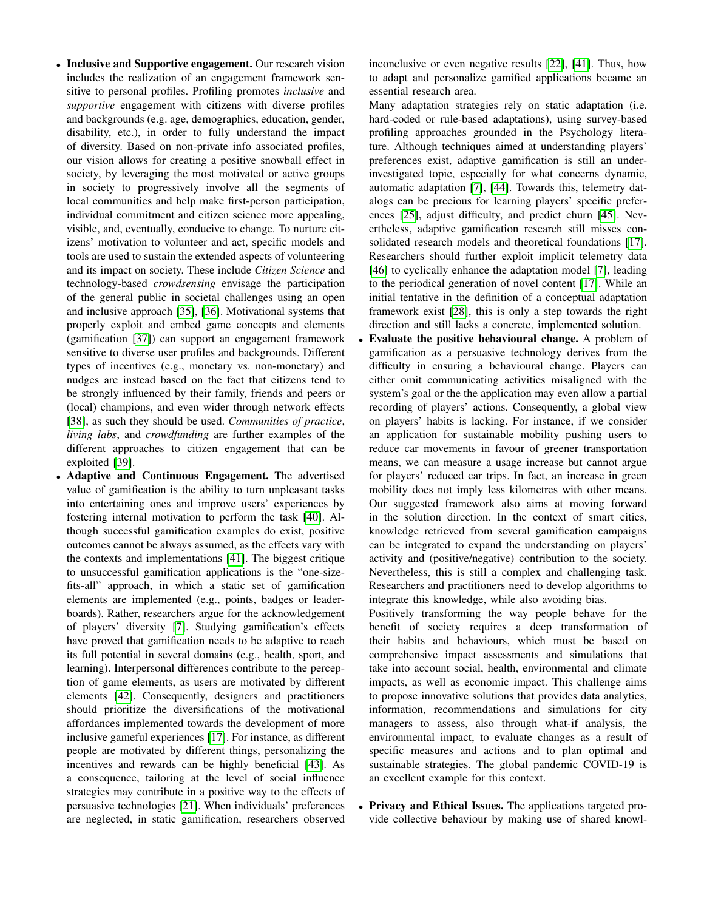- **Inclusive and Supportive engagement.** Our research vision includes the realization of an engagement framework sensitive to personal profiles. Profiling promotes *inclusive* and *supportive* engagement with citizens with diverse profiles and backgrounds (e.g. age, demographics, education, gender, disability, etc.), in order to fully understand the impact of diversity. Based on non-private info associated profiles, our vision allows for creating a positive snowball effect in society, by leveraging the most motivated or active groups in society to progressively involve all the segments of local communities and help make first-person participation, individual commitment and citizen science more appealing, visible, and, eventually, conducive to change. To nurture citizens' motivation to volunteer and act, specific models and tools are used to sustain the extended aspects of volunteering and its impact on society. These include *Citizen Science* and technology-based *crowdsensing* envisage the participation of the general public in societal challenges using an open and inclusive approach [35], [36]. Motivational systems that properly exploit and embed game concepts and elements (gamification [37]) can support an engagement framework sensitive to diverse user profiles and backgrounds. Different types of incentives (e.g., monetary vs. non-monetary) and nudges are instead based on the fact that citizens tend to be strongly influenced by their family, friends and peers or (local) champions, and even wider through network effects [38], as such they should be used. *Communities of practice*, *living labs*, and *crowdfunding* are further examples of the different approaches to citizen engagement that can be exploited [39].
- **Adaptive and Continuous Engagement.** The advertised value of gamification is the ability to turn unpleasant tasks into entertaining ones and improve users' experiences by fostering internal motivation to perform the task [40]. Although successful gamification examples do exist, positive outcomes cannot be always assumed, as the effects vary with the contexts and implementations [41]. The biggest critique to unsuccessful gamification applications is the "one-size-fits-all" approach, in which a static set of gamification elements are implemented (e.g., points, badges or leaderboards). Rather, researchers argue for the acknowledgement of players' diversity [7]. Studying gamification's effects have proved that gamification needs to be adaptive to reach its full potential in several domains (e.g., health, sport, and learning). Interpersonal differences contribute to the perception of game elements, as users are motivated by different elements [42]. Consequently, designers and practitioners should prioritize the diversifications of the motivational affordances implemented towards the development of more inclusive gameful experiences [17]. For instance, as different people are motivated by different things, personalizing the incentives and rewards can be highly beneficial [43]. As a consequence, tailoring at the level of social influence strategies may contribute in a positive way to the effects of persuasive technologies [21]. When individuals' preferences are neglected, in static gamification, researchers observed inconclusive or even negative results [22], [41]. Thus, how to adapt and personalize gamified applications became an essential research area.

  Many adaptation strategies rely on static adaptation (i.e. hard-coded or rule-based adaptations), using survey-based profiling approaches grounded in the Psychology literature. Although techniques aimed at understanding players' preferences exist, adaptive gamification is still an under-investigated topic, especially for what concerns dynamic, automatic adaptation [7], [44]. Towards this, telemetry datalogs can be precious for learning players' specific preferences [25], adjust difficulty, and predict churn [45]. Nevertheless, adaptive gamification research still misses consolidated research models and theoretical foundations [17]. Researchers should further exploit implicit telemetry data [46] to cyclically enhance the adaptation model [7], leading to the periodical generation of novel content [17]. While an initial tentative in the definition of a conceptual adaptation framework exist [28], this is only a step towards the right direction and still lacks a concrete, implemented solution.
- **Evaluate the positive behavioural change.** A problem of gamification as a persuasive technology derives from the difficulty in ensuring a behavioural change. Players can either omit communicating activities misaligned with the system's goal or the the application may even allow a partial recording of players' actions. Consequently, a global view on players' habits is lacking. For instance, if we consider an application for sustainable mobility pushing users to reduce car movements in favour of greener transportation means, we can measure a usage increase but cannot argue for players' reduced car trips. In fact, an increase in green mobility does not imply less kilometres with other means. Our suggested framework also aims at moving forward in the solution direction. In the context of smart cities, knowledge retrieved from several gamification campaigns can be integrated to expand the understanding on players' activity and (positive/negative) contribution to the society. Nevertheless, this is still a complex and challenging task. Researchers and practitioners need to develop algorithms to integrate this knowledge, while also avoiding bias.

  Positively transforming the way people behave for the benefit of society requires a deep transformation of their habits and behaviours, which must be based on comprehensive impact assessments and simulations that take into account social, health, environmental and climate impacts, as well as economic impact. This challenge aims to propose innovative solutions that provides data analytics, information, recommendations and simulations for city managers to assess, also through what-if analysis, the environmental impact, to evaluate changes as a result of specific measures and actions and to plan optimal and sustainable strategies. The global pandemic COVID-19 is an excellent example for this context.
- **Privacy and Ethical Issues.** The applications targeted provide collective behaviour by making use of shared knowl-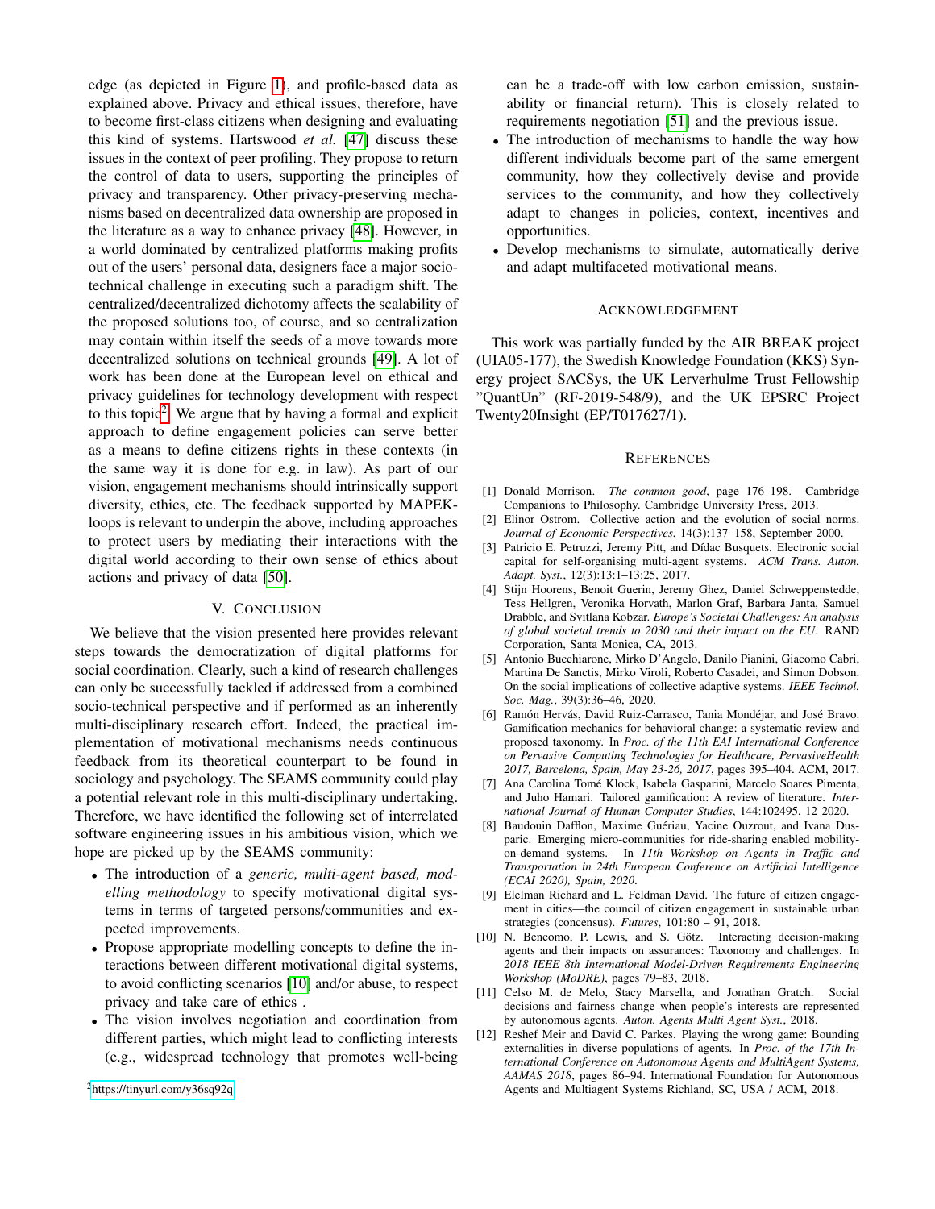edge (as depicted in Figure 1), and profile-based data as explained above. Privacy and ethical issues, therefore, have to become first-class citizens when designing and evaluating this kind of systems. Hartswood *et al.* [47] discuss these issues in the context of peer profiling. They propose to return the control of data to users, supporting the principles of privacy and transparency. Other privacy-preserving mechanisms based on decentralized data ownership are proposed in the literature as a way to enhance privacy [48]. However, in a world dominated by centralized platforms making profits out of the users' personal data, designers face a major socio-technical challenge in executing such a paradigm shift. The centralized/decentralized dichotomy affects the scalability of the proposed solutions too, of course, and so centralization may contain within itself the seeds of a move towards more decentralized solutions on technical grounds [49]. A lot of work has been done at the European level on ethical and privacy guidelines for technology development with respect to this topic[2]. We argue that by having a formal and explicit approach to define engagement policies can serve better as a means to define citizens rights in these contexts (in the same way it is done for e.g. in law). As part of our vision, engagement mechanisms should intrinsically support diversity, ethics, etc. The feedback supported by MAPEK-loops is relevant to underpin the above, including approaches to protect users by mediating their interactions with the digital world according to their own sense of ethics about actions and privacy of data [50].

## V. Conclusion

We believe that the vision presented here provides relevant steps towards the democratization of digital platforms for social coordination. Clearly, such a kind of research challenges can only be successfully tackled if addressed from a combined socio-technical perspective and if performed as an inherently multi-disciplinary research effort. Indeed, the practical implementation of motivational mechanisms needs continuous feedback from its theoretical counterpart to be found in sociology and psychology. The SEAMS community could play a potential relevant role in this multi-disciplinary undertaking. Therefore, we have identified the following set of interrelated software engineering issues in his ambitious vision, which we hope are picked up by the SEAMS community:

- The introduction of a *generic, multi-agent based, modelling methodology* to specify motivational digital systems in terms of targeted persons/communities and expected improvements.
- Propose appropriate modelling concepts to define the interactions between different motivational digital systems, to avoid conflicting scenarios [10] and/or abuse, to respect privacy and take care of ethics .
- The vision involves negotiation and coordination from different parties, which might lead to conflicting interests (e.g., widespread technology that promotes well-being can be a trade-off with low carbon emission, sustainability or financial return). This is closely related to requirements negotiation [51] and the previous issue.
- The introduction of mechanisms to handle the way how different individuals become part of the same emergent community, how they collectively devise and provide services to the community, and how they collectively adapt to changes in policies, context, incentives and opportunities.
- Develop mechanisms to simulate, automatically derive and adapt multifaceted motivational means.

## Acknowledgement

This work was partially funded by the AIR BREAK project (UIA05-177), the Swedish Knowledge Foundation (KKS) Synergy project SACSys, the UK Lerverhulme Trust Fellowship "QuantUn" (RF-2019-548/9), and the UK EPSRC Project Twenty20Insight (EP/T017627/1).

## References

[1] Donald Morrison. *The common good*, page 176–198. Cambridge Companions to Philosophy. Cambridge University Press, 2013.

[2] Elinor Ostrom. Collective action and the evolution of social norms. *Journal of Economic Perspectives*, 14(3):137–158, September 2000.

[3] Patricio E. Petruzzi, Jeremy Pitt, and Dídac Busquets. Electronic social capital for self-organising multi-agent systems. *ACM Trans. Auton. Adapt. Syst.*, 12(3):13:1–13:25, 2017.

[4] Stijn Hoorens, Benoit Guerin, Jeremy Ghez, Daniel Schweppenstedde, Tess Hellgren, Veronika Horvath, Marlon Graf, Barbara Janta, Samuel Drabble, and Svitlana Kobzar. *Europe's Societal Challenges: An analysis of global societal trends to 2030 and their impact on the EU*. RAND Corporation, Santa Monica, CA, 2013.

[5] Antonio Bucchiarone, Mirko D'Angelo, Danilo Pianini, Giacomo Cabri, Martina De Sanctis, Mirko Viroli, Roberto Casadei, and Simon Dobson. On the social implications of collective adaptive systems. *IEEE Technol. Soc. Mag.*, 39(3):36–46, 2020.

[6] Ramón Hervás, David Ruiz-Carrasco, Tania Mondéjar, and José Bravo. Gamification mechanics for behavioral change: a systematic review and proposed taxonomy. In *Proc. of the 11th EAI International Conference on Pervasive Computing Technologies for Healthcare, PervasiveHealth 2017, Barcelona, Spain, May 23-26, 2017*, pages 395–404. ACM, 2017.

[7] Ana Carolina Tomé Klock, Isabela Gasparini, Marcelo Soares Pimenta, and Juho Hamari. Tailored gamification: A review of literature. *International Journal of Human Computer Studies*, 144:102495, 12 2020.

[8] Baudouin Dafflon, Maxime Guériau, Yacine Ouzrout, and Ivana Dusparic. Emerging micro-communities for ride-sharing enabled mobility-on-demand systems. In *11th Workshop on Agents in Traffic and Transportation in 24th European Conference on Artificial Intelligence (ECAI 2020), Spain, 2020.*

[9] Elelman Richard and L. Feldman David. The future of citizen engagement in cities—the council of citizen engagement in sustainable urban strategies (concensus). *Futures*, 101:80 – 91, 2018.

[10] N. Bencomo, P. Lewis, and S. Götz. Interacting decision-making agents and their impacts on assurances: Taxonomy and challenges. In *2018 IEEE 8th International Model-Driven Requirements Engineering Workshop (MoDRE)*, pages 79–83, 2018.

[11] Celso M. de Melo, Stacy Marsella, and Jonathan Gratch. Social decisions and fairness change when people's interests are represented by autonomous agents. *Auton. Agents Multi Agent Syst.*, 2018.

[12] Reshef Meir and David C. Parkes. Playing the wrong game: Bounding externalities in diverse populations of agents. In *Proc. of the 17th International Conference on Autonomous Agents and MultiAgent Systems, AAMAS 2018*, pages 86–94. International Foundation for Autonomous Agents and Multiagent Systems Richland, SC, USA / ACM, 2018.

[2] https://tinyurl.com/y36sq92q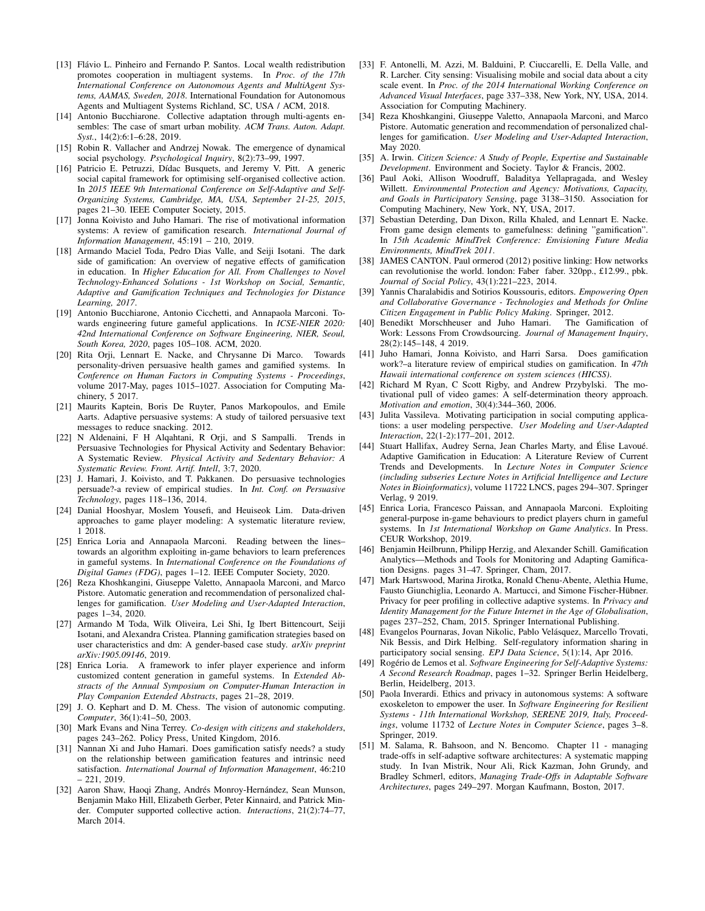[13] Flávio L. Pinheiro and Fernando P. Santos. Local wealth redistribution promotes cooperation in multiagent systems. In *Proc. of the 17th International Conference on Autonomous Agents and MultiAgent Systems, AAMAS, Sweden, 2018*. International Foundation for Autonomous Agents and Multiagent Systems Richland, SC, USA / ACM, 2018.

[14] Antonio Bucchiarone. Collective adaptation through multi-agents ensembles: The case of smart urban mobility. *ACM Trans. Auton. Adapt. Syst.*, 14(2):6:1–6:28, 2019.

[15] Robin R. Vallacher and Andrzej Nowak. The emergence of dynamical social psychology. *Psychological Inquiry*, 8(2):73–99, 1997.

[16] Patricio E. Petruzzi, Dídac Busquets, and Jeremy V. Pitt. A generic social capital framework for optimising self-organised collective action. In *2015 IEEE 9th International Conference on Self-Adaptive and Self-Organizing Systems, Cambridge, MA, USA, September 21-25, 2015*, pages 21–30. IEEE Computer Society, 2015.

[17] Jonna Koivisto and Juho Hamari. The rise of motivational information systems: A review of gamification research. *International Journal of Information Management*, 45:191 – 210, 2019.

[18] Armando Maciel Toda, Pedro Dias Valle, and Seiji Isotani. The dark side of gamification: An overview of negative effects of gamification in education. In *Higher Education for All. From Challenges to Novel Technology-Enhanced Solutions - 1st Workshop on Social, Semantic, Adaptive and Gamification Techniques and Technologies for Distance Learning, 2017*.

[19] Antonio Bucchiarone, Antonio Cicchetti, and Annapaola Marconi. Towards engineering future gameful applications. In *ICSE-NIER 2020: 42nd International Conference on Software Engineering, NIER, Seoul, South Korea, 2020*, pages 105–108. ACM, 2020.

[20] Rita Orji, Lennart E. Nacke, and Chrysanne Di Marco. Towards personality-driven persuasive health games and gamified systems. In *Conference on Human Factors in Computing Systems - Proceedings*, volume 2017-May, pages 1015–1027. Association for Computing Machinery, 5 2017.

[21] Maurits Kaptein, Boris De Ruyter, Panos Markopoulos, and Emile Aarts. Adaptive persuasive systems: A study of tailored persuasive text messages to reduce snacking. 2012.

[22] N Aldenaini, F H Alqahtani, R Orji, and S Sampalli. Trends in Persuasive Technologies for Physical Activity and Sedentary Behavior: A Systematic Review. *Physical Activity and Sedentary Behavior: A Systematic Review. Front. Artif. Intell*, 3:7, 2020.

[23] J. Hamari, J. Koivisto, and T. Pakkanen. Do persuasive technologies persuade?-a review of empirical studies. In *Int. Conf. on Persuasive Technology*, pages 118–136, 2014.

[24] Danial Hooshyar, Moslem Yousefi, and Heuiseok Lim. Data-driven approaches to game player modeling: A systematic literature review, 1 2018.

[25] Enrica Loria and Annapaola Marconi. Reading between the lines–towards an algorithm exploiting in-game behaviors to learn preferences in gameful systems. In *International Conference on the Foundations of Digital Games (FDG)*, pages 1–12. IEEE Computer Society, 2020.

[26] Reza Khoshkangini, Giuseppe Valetto, Annapaola Marconi, and Marco Pistore. Automatic generation and recommendation of personalized challenges for gamification. *User Modeling and User-Adapted Interaction*, pages 1–34, 2020.

[27] Armando M Toda, Wilk Oliveira, Lei Shi, Ig Ibert Bittencourt, Seiji Isotani, and Alexandra Cristea. Planning gamification strategies based on user characteristics and dm: A gender-based case study. *arXiv preprint arXiv:1905.09146*, 2019.

[28] Enrica Loria. A framework to infer player experience and inform customized content generation in gameful systems. In *Extended Abstracts of the Annual Symposium on Computer-Human Interaction in Play Companion Extended Abstracts*, pages 21–28, 2019.

[29] J. O. Kephart and D. M. Chess. The vision of autonomic computing. *Computer*, 36(1):41–50, 2003.

[30] Mark Evans and Nina Terrey. *Co-design with citizens and stakeholders*, pages 243–262. Policy Press, United Kingdom, 2016.

[31] Nannan Xi and Juho Hamari. Does gamification satisfy needs? a study on the relationship between gamification features and intrinsic need satisfaction. *International Journal of Information Management*, 46:210 – 221, 2019.

[32] Aaron Shaw, Haoqi Zhang, Andrés Monroy-Hernández, Sean Munson, Benjamin Mako Hill, Elizabeth Gerber, Peter Kinnaird, and Patrick Minder. Computer supported collective action. *Interactions*, 21(2):74–77, March 2014.

[33] F. Antonelli, M. Azzi, M. Balduini, P. Ciuccarelli, E. Della Valle, and R. Larcher. City sensing: Visualising mobile and social data about a city scale event. In *Proc. of the 2014 International Working Conference on Advanced Visual Interfaces*, page 337–338, New York, NY, USA, 2014. Association for Computing Machinery.

[34] Reza Khoshkangini, Giuseppe Valetto, Annapaola Marconi, and Marco Pistore. Automatic generation and recommendation of personalized challenges for gamification. *User Modeling and User-Adapted Interaction*, May 2020.

[35] A. Irwin. *Citizen Science: A Study of People, Expertise and Sustainable Development*. Environment and Society. Taylor & Francis, 2002.

[36] Paul Aoki, Allison Woodruff, Baladitya Yellapragada, and Wesley Willett. *Environmental Protection and Agency: Motivations, Capacity, and Goals in Participatory Sensing*, page 3138–3150. Association for Computing Machinery, New York, NY, USA, 2017.

[37] Sebastian Deterding, Dan Dixon, Rilla Khaled, and Lennart E. Nacke. From game design elements to gamefulness: defining "gamification". In *15th Academic MindTrek Conference: Envisioning Future Media Environments, MindTrek 2011*.

[38] JAMES CANTON. Paul ormerod (2012) positive linking: How networks can revolutionise the world. london: Faber faber. 320pp., £12.99., pbk. *Journal of Social Policy*, 43(1):221–223, 2014.

[39] Yannis Charalabidis and Sotirios Koussouris, editors. *Empowering Open and Collaborative Governance - Technologies and Methods for Online Citizen Engagement in Public Policy Making*. Springer, 2012.

[40] Benedikt Morschheuser and Juho Hamari. The Gamification of Work: Lessons From Crowdsourcing. *Journal of Management Inquiry*, 28(2):145–148, 4 2019.

[41] Juho Hamari, Jonna Koivisto, and Harri Sarsa. Does gamification work?–a literature review of empirical studies on gamification. In *47th Hawaii international conference on system sciences (HICSS)*.

[42] Richard M Ryan, C Scott Rigby, and Andrew Przybylski. The motivational pull of video games: A self-determination theory approach. *Motivation and emotion*, 30(4):344–360, 2006.

[43] Julita Vassileva. Motivating participation in social computing applications: a user modeling perspective. *User Modeling and User-Adapted Interaction*, 22(1-2):177–201, 2012.

[44] Stuart Hallifax, Audrey Serna, Jean Charles Marty, and Élise Lavoué. Adaptive Gamification in Education: A Literature Review of Current Trends and Developments. In *Lecture Notes in Computer Science (including subseries Lecture Notes in Artificial Intelligence and Lecture Notes in Bioinformatics)*, volume 11722 LNCS, pages 294–307. Springer Verlag, 9 2019.

[45] Enrica Loria, Francesco Paissan, and Annapaola Marconi. Exploiting general-purpose in-game behaviours to predict players churn in gameful systems. In *1st International Workshop on Game Analytics*. In Press. CEUR Workshop, 2019.

[46] Benjamin Heilbrunn, Philipp Herzig, and Alexander Schill. Gamification Analytics—Methods and Tools for Monitoring and Adapting Gamification Designs. pages 31–47. Springer, Cham, 2017.

[47] Mark Hartswood, Marina Jirotka, Ronald Chenu-Abente, Alethia Hume, Fausto Giunchiglia, Leonardo A. Martucci, and Simone Fischer-Hübner. Privacy for peer profiling in collective adaptive systems. In *Privacy and Identity Management for the Future Internet in the Age of Globalisation*, pages 237–252, Cham, 2015. Springer International Publishing.

[48] Evangelos Pournaras, Jovan Nikolic, Pablo Velásquez, Marcello Trovati, Nik Bessis, and Dirk Helbing. Self-regulatory information sharing in participatory social sensing. *EPJ Data Science*, 5(1):14, Apr 2016.

[49] Rogério de Lemos et al. *Software Engineering for Self-Adaptive Systems: A Second Research Roadmap*, pages 1–32. Springer Berlin Heidelberg, Berlin, Heidelberg, 2013.

[50] Paola Inverardi. Ethics and privacy in autonomous systems: A software exoskeleton to empower the user. In *Software Engineering for Resilient Systems - 11th International Workshop, SERENE 2019, Italy, Proceedings*, volume 11732 of *Lecture Notes in Computer Science*, pages 3–8. Springer, 2019.

[51] M. Salama, R. Bahsoon, and N. Bencomo. Chapter 11 - managing trade-offs in self-adaptive software architectures: A systematic mapping study. In Ivan Mistrik, Nour Ali, Rick Kazman, John Grundy, and Bradley Schmerl, editors, *Managing Trade-Offs in Adaptable Software Architectures*, pages 249–297. Morgan Kaufmann, Boston, 2017.